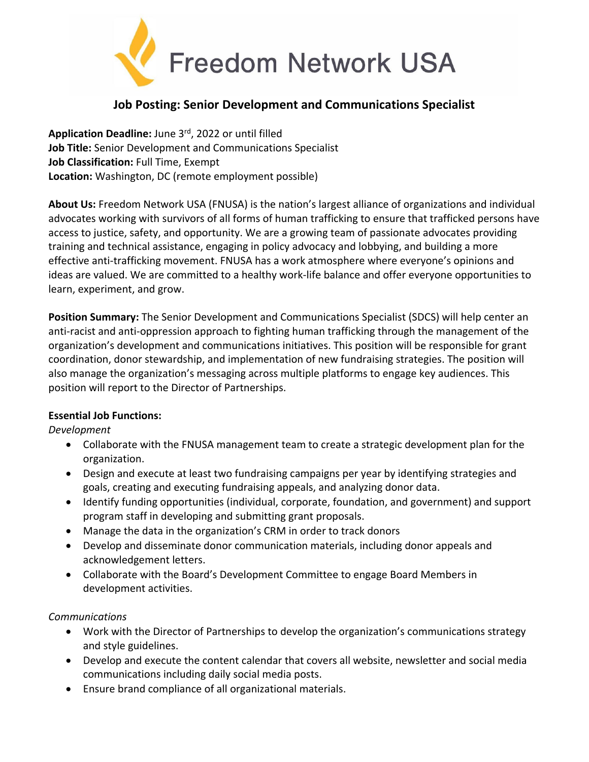Freedom Network USA

## Job Posting: Senior Development and Communications Specialist

**Application Deadline:** June 3rd, 2022 or until filled
**Job Title:** Senior Development and Communications Specialist
**Job Classification:** Full Time, Exempt
**Location:** Washington, DC (remote employment possible)

**About Us:** Freedom Network USA (FNUSA) is the nation's largest alliance of organizations and individual advocates working with survivors of all forms of human trafficking to ensure that trafficked persons have access to justice, safety, and opportunity. We are a growing team of passionate advocates providing training and technical assistance, engaging in policy advocacy and lobbying, and building a more effective anti-trafficking movement. FNUSA has a work atmosphere where everyone's opinions and ideas are valued. We are committed to a healthy work-life balance and offer everyone opportunities to learn, experiment, and grow.

**Position Summary:** The Senior Development and Communications Specialist (SDCS) will help center an anti-racist and anti-oppression approach to fighting human trafficking through the management of the organization's development and communications initiatives. This position will be responsible for grant coordination, donor stewardship, and implementation of new fundraising strategies. The position will also manage the organization's messaging across multiple platforms to engage key audiences. This position will report to the Director of Partnerships.

**Essential Job Functions:**

*Development*

- Collaborate with the FNUSA management team to create a strategic development plan for the organization.
- Design and execute at least two fundraising campaigns per year by identifying strategies and goals, creating and executing fundraising appeals, and analyzing donor data.
- Identify funding opportunities (individual, corporate, foundation, and government) and support program staff in developing and submitting grant proposals.
- Manage the data in the organization's CRM in order to track donors
- Develop and disseminate donor communication materials, including donor appeals and acknowledgement letters.
- Collaborate with the Board's Development Committee to engage Board Members in development activities.

*Communications*

- Work with the Director of Partnerships to develop the organization's communications strategy and style guidelines.
- Develop and execute the content calendar that covers all website, newsletter and social media communications including daily social media posts.
- Ensure brand compliance of all organizational materials.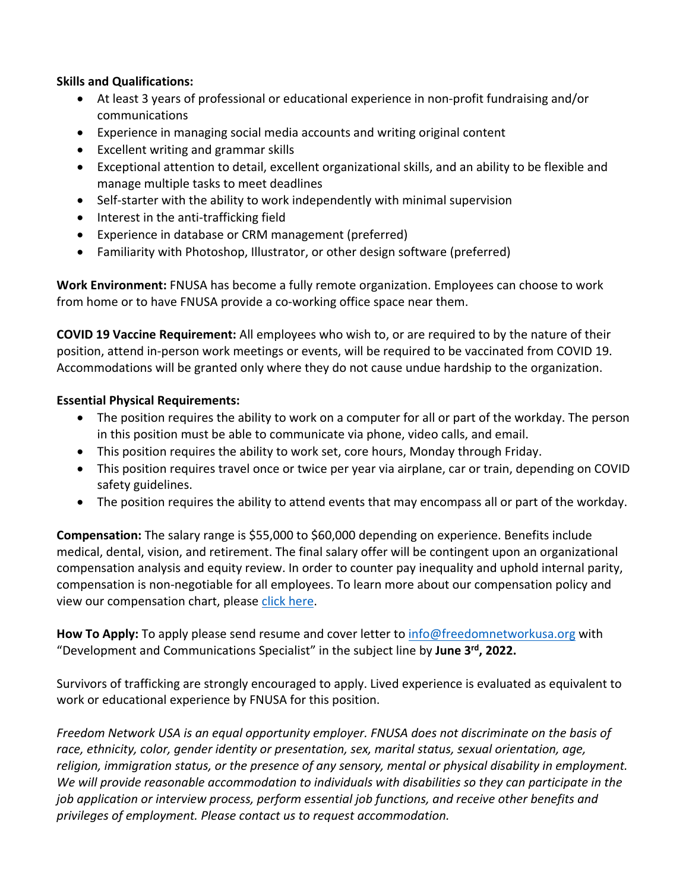**Skills and Qualifications:**

- At least 3 years of professional or educational experience in non-profit fundraising and/or communications
- Experience in managing social media accounts and writing original content
- Excellent writing and grammar skills
- Exceptional attention to detail, excellent organizational skills, and an ability to be flexible and manage multiple tasks to meet deadlines
- Self-starter with the ability to work independently with minimal supervision
- Interest in the anti-trafficking field
- Experience in database or CRM management (preferred)
- Familiarity with Photoshop, Illustrator, or other design software (preferred)

**Work Environment:** FNUSA has become a fully remote organization. Employees can choose to work from home or to have FNUSA provide a co-working office space near them.

**COVID 19 Vaccine Requirement:** All employees who wish to, or are required to by the nature of their position, attend in-person work meetings or events, will be required to be vaccinated from COVID 19. Accommodations will be granted only where they do not cause undue hardship to the organization.

**Essential Physical Requirements:**

- The position requires the ability to work on a computer for all or part of the workday. The person in this position must be able to communicate via phone, video calls, and email.
- This position requires the ability to work set, core hours, Monday through Friday.
- This position requires travel once or twice per year via airplane, car or train, depending on COVID safety guidelines.
- The position requires the ability to attend events that may encompass all or part of the workday.

**Compensation:** The salary range is $55,000 to $60,000 depending on experience. Benefits include medical, dental, vision, and retirement. The final salary offer will be contingent upon an organizational compensation analysis and equity review. In order to counter pay inequality and uphold internal parity, compensation is non-negotiable for all employees. To learn more about our compensation policy and view our compensation chart, please click here.

**How To Apply:** To apply please send resume and cover letter to info@freedomnetworkusa.org with "Development and Communications Specialist" in the subject line by **June 3rd, 2022.**

Survivors of trafficking are strongly encouraged to apply. Lived experience is evaluated as equivalent to work or educational experience by FNUSA for this position.

*Freedom Network USA is an equal opportunity employer. FNUSA does not discriminate on the basis of race, ethnicity, color, gender identity or presentation, sex, marital status, sexual orientation, age, religion, immigration status, or the presence of any sensory, mental or physical disability in employment. We will provide reasonable accommodation to individuals with disabilities so they can participate in the job application or interview process, perform essential job functions, and receive other benefits and privileges of employment. Please contact us to request accommodation.*